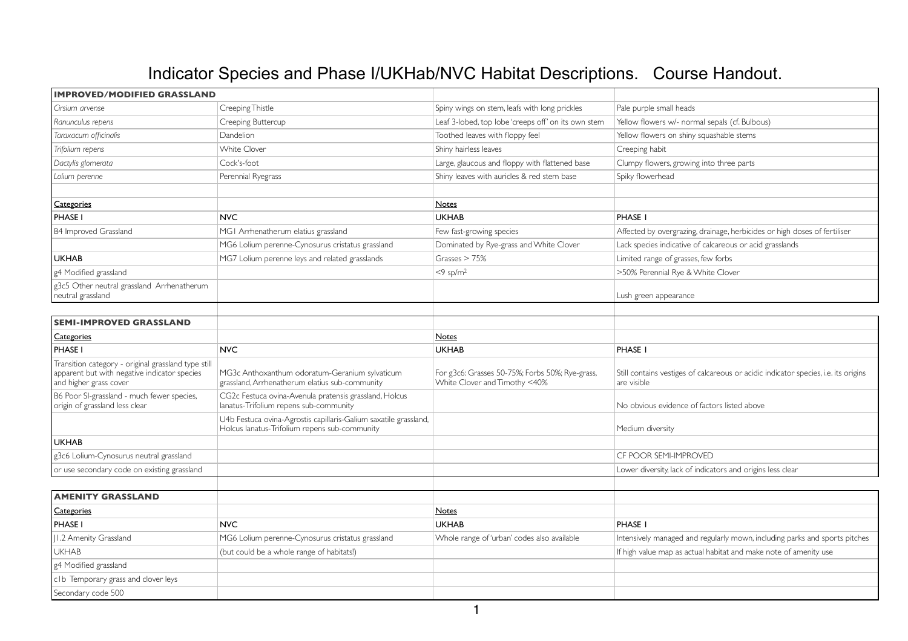# Indicator Species and Phase I/UKHab/NVC Habitat Descriptions. Course Handout.

| **IMPROVED/MODIFIED GRASSLAND** | | | |
|---|---|---|---|
| *Cirsium arvense* | Creeping Thistle | Spiny wings on stem, leafs with long prickles | Pale purple small heads |
| *Ranunculus repens* | Creeping Buttercup | Leaf 3-lobed, top lobe 'creeps off' on its own stem | Yellow flowers w/- normal sepals (cf. Bulbous) |
| *Taraxacum officinalis* | Dandelion | Toothed leaves with floppy feel | Yellow flowers on shiny squashable stems |
| *Trifolium repens* | White Clover | Shiny hairless leaves | Creeping habit |
| *Dactylis glomerata* | Cock's-foot | Large, glaucous and floppy with flattened base | Clumpy flowers, growing into three parts |
| *Lolium perenne* | Perennial Ryegrass | Shiny leaves with auricles & red stem base | Spiky flowerhead |
| | | | |
| Categories | | Notes | |
| PHASE I | NVC | UKHAB | PHASE I |
| B4 Improved Grassland | MG1 Arrhenatherum elatius grassland | Few fast-growing species | Affected by overgrazing, drainage, herbicides or high doses of fertiliser |
| | MG6 Lolium perenne-Cynosurus cristatus grassland | Dominated by Rye-grass and White Clover | Lack species indicative of calcareous or acid grasslands |
| UKHAB | MG7 Lolium perenne leys and related grasslands | Grasses > 75% | Limited range of grasses, few forbs |
| g4 Modified grassland | | <9 sp/m$^2$ | >50% Perennial Rye & White Clover |
| g3c5 Other neutral grassland Arrhenatherum neutral grassland | | | Lush green appearance |

| **SEMI-IMPROVED GRASSLAND** | | | |
|---|---|---|---|
| Categories | | Notes | |
| PHASE I | NVC | UKHAB | PHASE I |
| Transition category - original grassland type still apparent but with negative indicator species and higher grass cover | MG3c Anthoxanthum odoratum-Geranium sylvaticum grassland, Arrhenatherum elatius sub-community | For g3c6: Grasses 50-75%; Forbs 50%; Rye-grass, White Clover and Timothy <40% | Still contains vestiges of calcareous or acidic indicator species, i.e. its origins are visible |
| B6 Poor SI-grassland - much fewer species, origin of grassland less clear | CG2c Festuca ovina-Avenula pratensis grassland, Holcus lanatus-Trifolium repens sub-community | | No obvious evidence of factors listed above |
| | U4b Festuca ovina-Agrostis capillaris-Galium saxatile grassland, Holcus lanatus-Trifolium repens sub-community | | Medium diversity |
| UKHAB | | | |
| g3c6 Lolium-Cynosurus neutral grassland | | | CF POOR SEMI-IMPROVED |
| or use secondary code on existing grassland | | | Lower diversity, lack of indicators and origins less clear |

| **AMENITY GRASSLAND** | | | |
|---|---|---|---|
| Categories | | Notes | |
| PHASE I | NVC | UKHAB | PHASE I |
| J1.2 Amenity Grassland | MG6 Lolium perenne-Cynosurus cristatus grassland | Whole range of 'urban' codes also available | Intensively managed and regularly mown, including parks and sports pitches |
| UKHAB | (but could be a whole range of habitats!) | | If high value map as actual habitat and make note of amenity use |
| g4 Modified grassland | | | |
| c1b Temporary grass and clover leys | | | |
| Secondary code 500 | | | |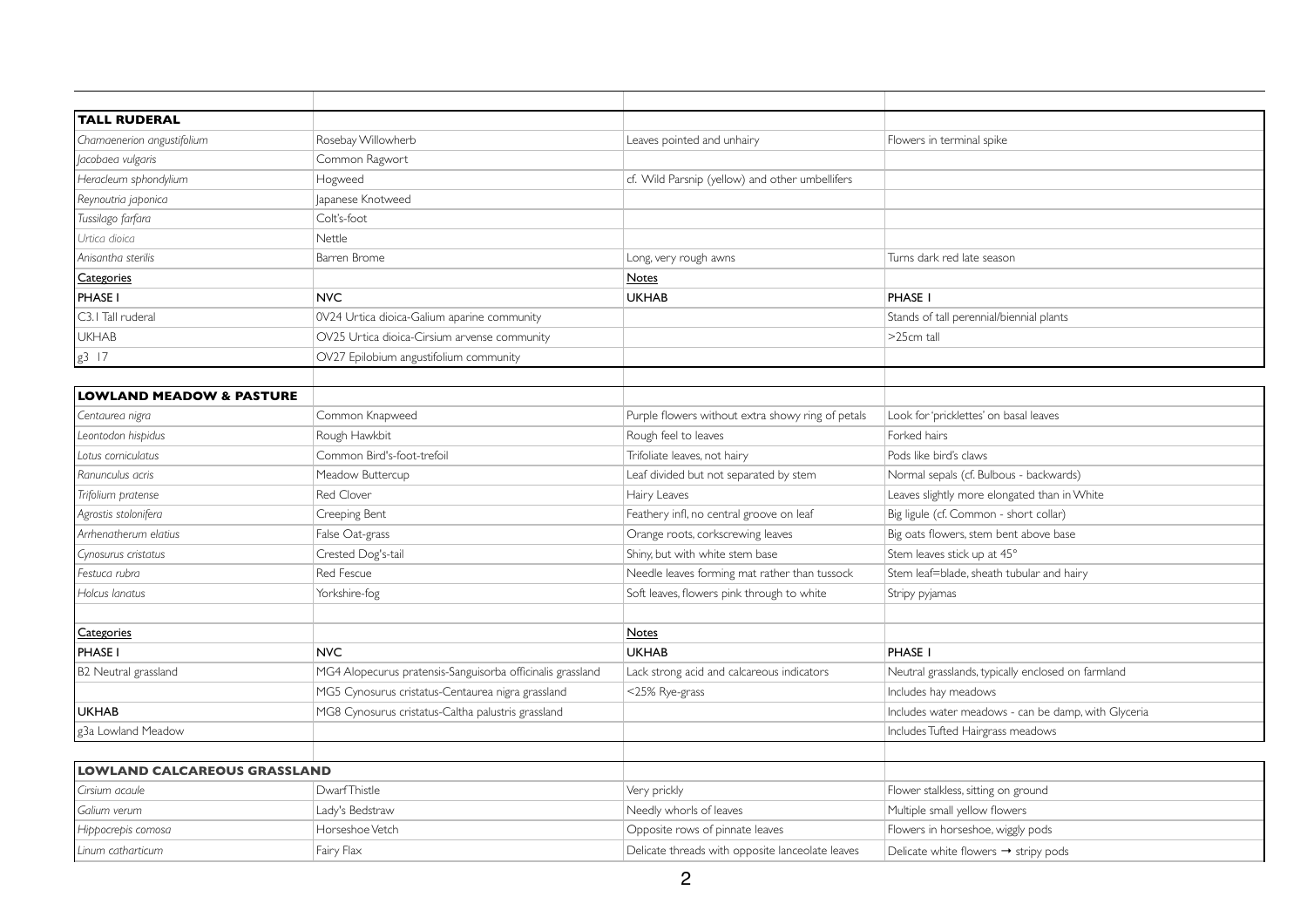| | | | |
|---|---|---|---|
| **TALL RUDERAL** | | | |
| *Chamaenerion angustifolium* | Rosebay Willowherb | Leaves pointed and unhairy | Flowers in terminal spike |
| *Jacobaea vulgaris* | Common Ragwort | | |
| *Heracleum sphondylium* | Hogweed | cf. Wild Parsnip (yellow) and other umbellifers | |
| *Reynoutria japonica* | Japanese Knotweed | | |
| *Tussilago farfara* | Colt's-foot | | |
| *Urtica dioica* | Nettle | | |
| *Anisantha sterilis* | Barren Brome | Long, very rough awns | Turns dark red late season |
| <u>Categories</u> | | <u>Notes</u> | |
| PHASE 1 | NVC | UKHAB | PHASE 1 |
| C3.1 Tall ruderal | 0V24 Urtica dioica-Galium aparine community | | Stands of tall perennial/biennial plants |
| UKHAB | OV25 Urtica dioica-Cirsium arvense community | | >25cm tall |
| g3 17 | OV27 Epilobium angustifolium community | | |

| | | | |
|---|---|---|---|
| **LOWLAND MEADOW & PASTURE** | | | |
| *Centaurea nigra* | Common Knapweed | Purple flowers without extra showy ring of petals | Look for 'pricklettes' on basal leaves |
| *Leontodon hispidus* | Rough Hawkbit | Rough feel to leaves | Forked hairs |
| *Lotus corniculatus* | Common Bird's-foot-trefoil | Trifoliate leaves, not hairy | Pods like bird's claws |
| *Ranunculus acris* | Meadow Buttercup | Leaf divided but not separated by stem | Normal sepals (cf. Bulbous - backwards) |
| *Trifolium pratense* | Red Clover | Hairy Leaves | Leaves slightly more elongated than in White |
| *Agrostis stolonifera* | Creeping Bent | Feathery infl, no central groove on leaf | Big ligule (cf. Common - short collar) |
| *Arrhenatherum elatius* | False Oat-grass | Orange roots, corkscrewing leaves | Big oats flowers, stem bent above base |
| *Cynosurus cristatus* | Crested Dog's-tail | Shiny, but with white stem base | Stem leaves stick up at 45° |
| *Festuca rubra* | Red Fescue | Needle leaves forming mat rather than tussock | Stem leaf=blade, sheath tubular and hairy |
| *Holcus lanatus* | Yorkshire-fog | Soft leaves, flowers pink through to white | Stripy pyjamas |
| | | | |
| <u>Categories</u> | | <u>Notes</u> | |
| PHASE 1 | NVC | UKHAB | PHASE 1 |
| B2 Neutral grassland | MG4 Alopecurus pratensis-Sanguisorba officinalis grassland | Lack strong acid and calcareous indicators | Neutral grasslands, typically enclosed on farmland |
| | MG5 Cynosurus cristatus-Centaurea nigra grassland | <25% Rye-grass | Includes hay meadows |
| UKHAB | MG8 Cynosurus cristatus-Caltha palustris grassland | | Includes water meadows - can be damp, with Glyceria |
| g3a Lowland Meadow | | | Includes Tufted Hairgrass meadows |

| | | | |
|---|---|---|---|
| **LOWLAND CALCAREOUS GRASSLAND** | | | |
| *Cirsium acaule* | Dwarf Thistle | Very prickly | Flower stalkless, sitting on ground |
| *Galium verum* | Lady's Bedstraw | Needly whorls of leaves | Multiple small yellow flowers |
| *Hippocrepis comosa* | Horseshoe Vetch | Opposite rows of pinnate leaves | Flowers in horseshoe, wiggly pods |
| *Linum catharticum* | Fairy Flax | Delicate threads with opposite lanceolate leaves | Delicate white flowers → stripy pods |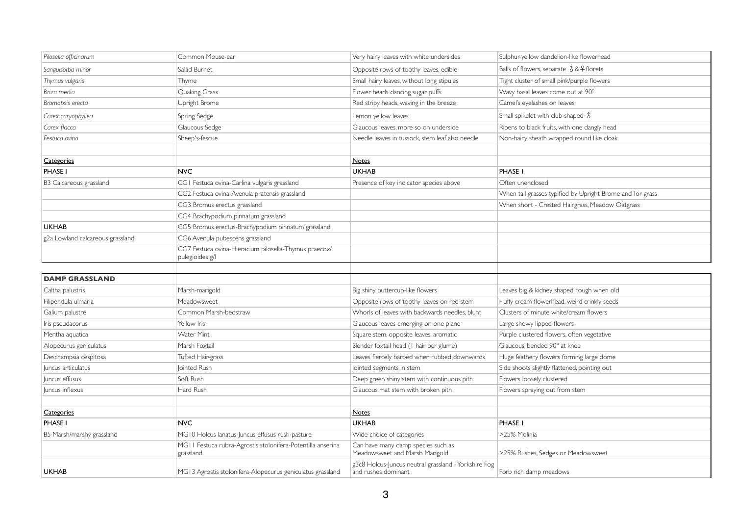| | | | |
|---|---|---|---|
| *Pilosella officinarum* | Common Mouse-ear | Very hairy leaves with white undersides | Sulphur-yellow dandelion-like flowerhead |
| *Sanguisorba minor* | Salad Burnet | Opposite rows of toothy leaves, edible | Balls of flowers, separate ♂ & ♀ florets |
| *Thymus vulgaris* | Thyme | Small hairy leaves, without long stipules | Tight cluster of small pink/purple flowers |
| *Briza media* | Quaking Grass | Flower heads dancing sugar puffs | Wavy basal leaves come out at 90° |
| *Bromopsis erecta* | Upright Brome | Red stripy heads, waving in the breeze | Camel's eyelashes on leaves |
| *Carex caryophyllea* | Spring Sedge | Lemon yellow leaves | Small spikelet with club-shaped ♂ |
| *Carex flacca* | Glaucous Sedge | Glaucous leaves, more so on underside | Ripens to black fruits, with one dangly head |
| *Festuca ovina* | Sheep's-fescue | Needle leaves in tussock, stem leaf also needle | Non-hairy sheath wrapped round like cloak |
| | | | |
| Categories | | Notes | |
| **PHASE I** | **NVC** | **UKHAB** | **PHASE I** |
| B3 Calcareous grassland | CG1 Festuca ovina-Carlina vulgaris grassland | Presence of key indicator species above | Often unenclosed |
| | CG2 Festuca ovina-Avenula pratensis grassland | | When tall grasses typified by Upright Brome and Tor grass |
| | CG3 Bromus erectus grassland | | When short - Crested Hairgrass, Meadow Oatgrass |
| | CG4 Brachypodium pinnatum grassland | | |
| **UKHAB** | CG5 Bromus erectus-Brachypodium pinnatum grassland | | |
| g2a Lowland calcareous grassland | CG6 Avenula pubescens grassland | | |
| | CG7 Festuca ovina-Hieracium pilosella-Thymus praecox/pulegioides g/l | | |

| **DAMP GRASSLAND** | | | |
|---|---|---|---|
| Caltha palustris | Marsh-marigold | Big shiny buttercup-like flowers | Leaves big & kidney shaped, tough when old |
| Filipendula ulmaria | Meadowsweet | Opposite rows of toothy leaves on red stem | Fluffy cream flowerhead, weird crinkly seeds |
| Galium palustre | Common Marsh-bedstraw | Whorls of leaves with backwards needles, blunt | Clusters of minute white/cream flowers |
| Iris pseudacorus | Yellow Iris | Glaucous leaves emerging on one plane | Large showy lipped flowers |
| Mentha aquatica | Water Mint | Square stem, opposite leaves, aromatic | Purple clustered flowers, often vegetative |
| Alopecurus geniculatus | Marsh Foxtail | Slender foxtail head (1 hair per glume) | Glaucous, bended 90° at knee |
| Deschampsia cespitosa | Tufted Hair-grass | Leaves fiercely barbed when rubbed downwards | Huge feathery flowers forming large dome |
| Juncus articulatus | Jointed Rush | Jointed segments in stem | Side shoots slightly flattened, pointing out |
| Juncus effusus | Soft Rush | Deep green shiny stem with continuous pith | Flowers loosely clustered |
| Juncus inflexus | Hard Rush | Glaucous mat stem with broken pith | Flowers spraying out from stem |
| | | | |
| Categories | | Notes | |
| **PHASE I** | **NVC** | **UKHAB** | **PHASE I** |
| B5 Marsh/marshy grassland | MG10 Holcus lanatus-Juncus effusus rush-pasture | Wide choice of categories | >25% Molinia |
| | MG11 Festuca rubra-Agrostis stolonifera-Potentilla anserina grassland | Can have many damp species such as Meadowsweet and Marsh Marigold | >25% Rushes, Sedges or Meadowsweet |
| **UKHAB** | MG13 Agrostis stolonifera-Alopecurus geniculatus grassland | g3c8 Holcus-Juncus neutral grassland - Yorkshire Fog and rushes dominant | Forb rich damp meadows |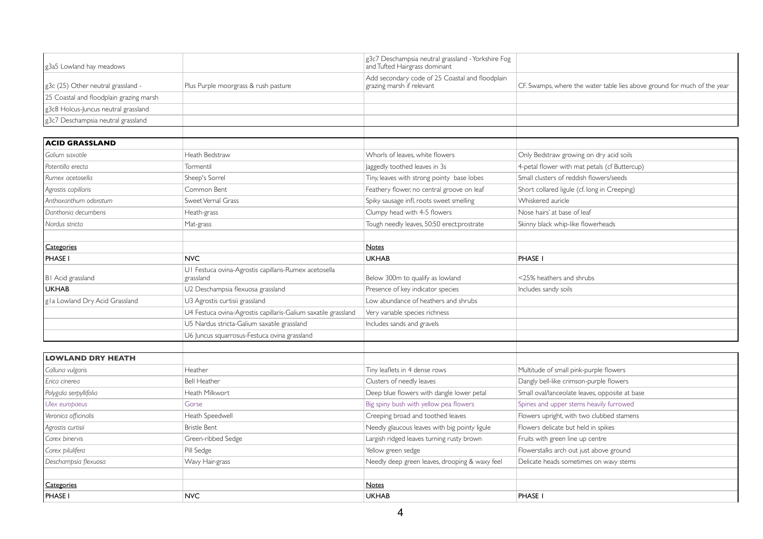| g3a5 Lowland hay meadows | | g3c7 Deschampsia neutral grassland - Yorkshire Fog and Tufted Hairgrass dominant | |
|---|---|---|---|
| g3c (25) Other neutral grassland - | Plus Purple moorgrass & rush pasture | Add secondary code of 25 Coastal and floodplain grazing marsh if relevant | CF. Swamps, where the water table lies above ground for much of the year |
| 25 Coastal and floodplain grazing marsh | | | |
| g3c8 Holcus-Juncus neutral grassland | | | |
| g3c7 Deschampsia neutral grassland | | | |

| **ACID GRASSLAND** | | | |
|---|---|---|---|
| *Galium saxatile* | Heath Bedstraw | Whorls of leaves, white flowers | Only Bedstraw growing on dry acid soils |
| *Potentilla erecta* | Tormentil | Jaggedly toothed leaves in 3s | 4-petal flower with mat petals (cf Buttercup) |
| *Rumex acetosella* | Sheep's Sorrel | Tiny, leaves with strong pointy base lobes | Small clusters of reddish flowers/seeds |
| *Agrostis capillaris* | Common Bent | Feathery flower, no central groove on leaf | Short collared ligule (cf. long in Creeping) |
| *Anthoxanthum odoratum* | Sweet Vernal Grass | Spiky sausage infl, roots sweet smelling | Whiskered auricle |
| *Danthonia decumbens* | Heath-grass | Clumpy head with 4-5 flowers | Nose hairs' at base of leaf |
| *Nardus stricta* | Mat-grass | Tough needly leaves, 50:50 erect:prostrate | Skinny black whip-like flowerheads |
| | | | |
| Categories | | Notes | |
| **PHASE I** | **NVC** | **UKHAB** | **PHASE I** |
| B1 Acid grassland | U1 Festuca ovina-Agrostis capillaris-Rumex acetosella grassland | Below 300m to qualify as lowland | <25% heathers and shrubs |
| **UKHAB** | U2 Deschampsia flexuosa grassland | Presence of key indicator species | Includes sandy soils |
| g1a Lowland Dry Acid Grassland | U3 Agrostis curtisii grassland | Low abundance of heathers and shrubs | |
| | U4 Festuca ovina-Agrostis capillaris-Galium saxatile grassland | Very variable species richness | |
| | U5 Nardus stricta-Galium saxatile grassland | Includes sands and gravels | |
| | U6 Juncus squarrosus-Festuca ovina grassland | | |

| **LOWLAND DRY HEATH** | | | |
|---|---|---|---|
| *Calluna vulgaris* | Heather | Tiny leaflets in 4 dense rows | Multitude of small pink-purple flowers |
| *Erica cinerea* | Bell Heather | Clusters of needly leaves | Dangly bell-like crimson-purple flowers |
| *Polygala serpyllifolia* | Heath Milkwort | Deep blue flowers with dangle lower petal | Small oval/lanceolate leaves, opposite at base |
| *Ulex europaeus* | Gorse | Big spiny bush with yellow pea flowers | Spines and upper stems heavily furrowed |
| *Veronica officinalis* | Heath Speedwell | Creeping broad and toothed leaves | Flowers upright, with two clubbed stamens |
| *Agrostis curtisii* | Bristle Bent | Needly glaucous leaves with big pointy ligule | Flowers delicate but held in spikes |
| *Carex binervis* | Green-ribbed Sedge | Largish ridged leaves turning rusty brown | Fruits with green line up centre |
| *Carex pilulifera* | Pill Sedge | Yellow green sedge | Flowerstalks arch out just above ground |
| *Deschampsia flexuosa* | Wavy Hair-grass | Needly deep green leaves, drooping & waxy feel | Delicate heads sometimes on wavy stems |
| | | | |
| Categories | | Notes | |
| **PHASE I** | **NVC** | **UKHAB** | **PHASE I** |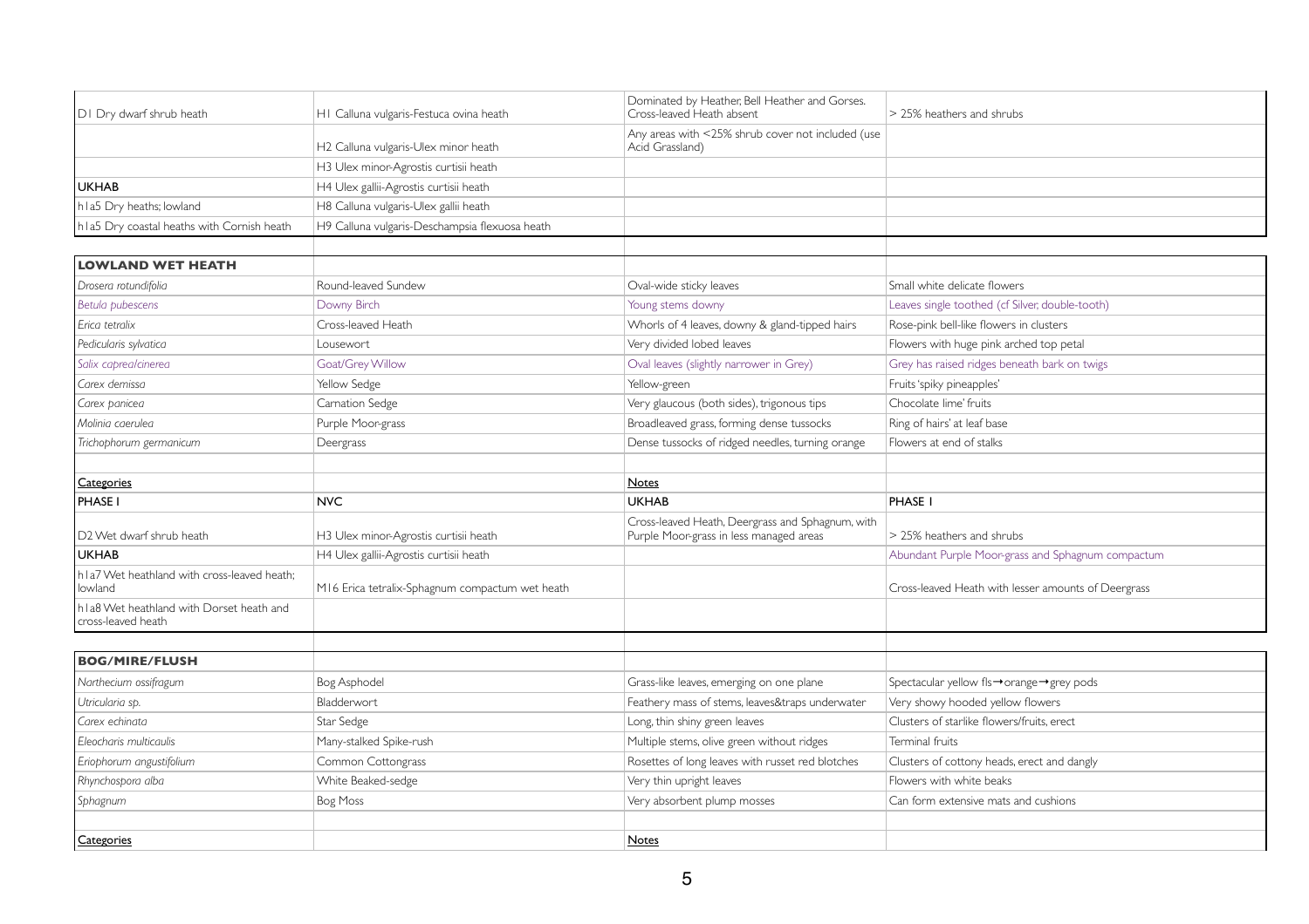| | | | |
|---|---|---|---|
| D1 Dry dwarf shrub heath | H1 Calluna vulgaris-Festuca ovina heath | Dominated by Heather, Bell Heather and Gorses. Cross-leaved Heath absent | > 25% heathers and shrubs |
| | H2 Calluna vulgaris-Ulex minor heath | Any areas with <25% shrub cover not included (use Acid Grassland) | |
| | H3 Ulex minor-Agrostis curtisii heath | | |
| **UKHAB** | H4 Ulex gallii-Agrostis curtisii heath | | |
| h1a5 Dry heaths; lowland | H8 Calluna vulgaris-Ulex gallii heath | | |
| h1a5 Dry coastal heaths with Cornish heath | H9 Calluna vulgaris-Deschampsia flexuosa heath | | |

| **LOWLAND WET HEATH** | | | |
|---|---|---|---|
| *Drosera rotundifolia* | Round-leaved Sundew | Oval-wide sticky leaves | Small white delicate flowers |
| *Betula pubescens* | Downy Birch | Young stems downy | Leaves single toothed (cf Silver, double-tooth) |
| *Erica tetralix* | Cross-leaved Heath | Whorls of 4 leaves, downy & gland-tipped hairs | Rose-pink bell-like flowers in clusters |
| *Pedicularis sylvatica* | Lousewort | Very divided lobed leaves | Flowers with huge pink arched top petal |
| *Salix caprea/cinerea* | Goat/Grey Willow | Oval leaves (slightly narrower in Grey) | Grey has raised ridges beneath bark on twigs |
| *Carex demissa* | Yellow Sedge | Yellow-green | Fruits 'spiky pineapples' |
| *Carex panicea* | Carnation Sedge | Very glaucous (both sides), trigonous tips | Chocolate lime' fruits |
| *Molinia caerulea* | Purple Moor-grass | Broadleaved grass, forming dense tussocks | Ring of hairs' at leaf base |
| *Trichophorum germanicum* | Deergrass | Dense tussocks of ridged needles, turning orange | Flowers at end of stalks |
| | | | |
| Categories | | Notes | |
| **PHASE I** | **NVC** | **UKHAB** | **PHASE I** |
| D2 Wet dwarf shrub heath | H3 Ulex minor-Agrostis curtisii heath | Cross-leaved Heath, Deergrass and Sphagnum, with Purple Moor-grass in less managed areas | > 25% heathers and shrubs |
| **UKHAB** | H4 Ulex gallii-Agrostis curtisii heath | | Abundant Purple Moor-grass and Sphagnum compactum |
| h1a7 Wet heathland with cross-leaved heath; lowland | M16 Erica tetralix-Sphagnum compactum wet heath | | Cross-leaved Heath with lesser amounts of Deergrass |
| h1a8 Wet heathland with Dorset heath and cross-leaved heath | | | |

| **BOG/MIRE/FLUSH** | | | |
|---|---|---|---|
| *Narthecium ossifragum* | Bog Asphodel | Grass-like leaves, emerging on one plane | Spectacular yellow fls→orange→grey pods |
| *Utricularia sp.* | Bladderwort | Feathery mass of stems, leaves&traps underwater | Very showy hooded yellow flowers |
| *Carex echinata* | Star Sedge | Long, thin shiny green leaves | Clusters of starlike flowers/fruits, erect |
| *Eleocharis multicaulis* | Many-stalked Spike-rush | Multiple stems, olive green without ridges | Terminal fruits |
| *Eriophorum angustifolium* | Common Cottongrass | Rosettes of long leaves with russet red blotches | Clusters of cottony heads, erect and dangly |
| *Rhynchospora alba* | White Beaked-sedge | Very thin upright leaves | Flowers with white beaks |
| *Sphagnum* | Bog Moss | Very absorbent plump mosses | Can form extensive mats and cushions |
| | | | |
| Categories | | Notes | |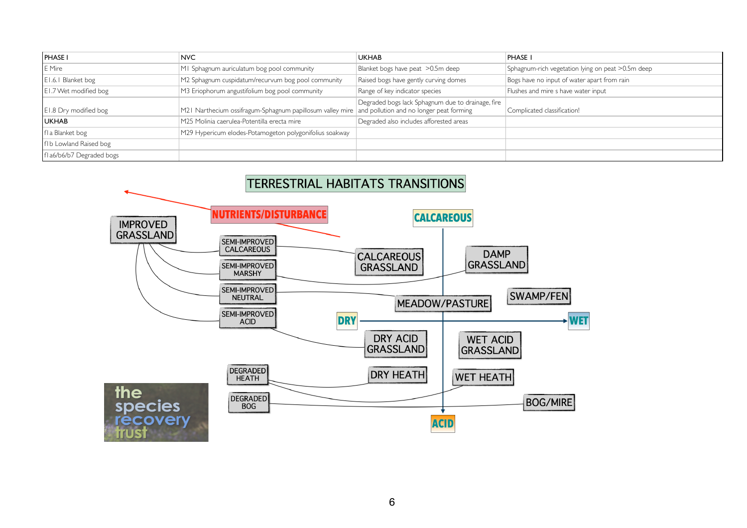| PHASE I | NVC | UKHAB | PHASE I |
|---|---|---|---|
| E Mire | M1 Sphagnum auriculatum bog pool community | Blanket bogs have peat >0.5m deep | Sphagnum-rich vegetation lying on peat >0.5m deep |
| E1.6.1 Blanket bog | M2 Sphagnum cuspidatum/recurvum bog pool community | Raised bogs have gently curving domes | Bogs have no input of water apart from rain |
| E1.7 Wet modified bog | M3 Eriophorum angustifolium bog pool community | Range of key indicator species | Flushes and mire s have water input |
| E1.8 Dry modified bog | M21 Narthecium ossifragum-Sphagnum papillosum valley mire | Degraded bogs lack Sphagnum due to drainage, fire and pollution and no longer peat forming | Complicated classification! |
| **UKHAB** | M25 Molinia caerulea-Potentilla erecta mire | Degraded also includes afforested areas | |
| f1a Blanket bog | M29 Hypericum elodes-Potamogeton polygonifolius soakway | | |
| f1b Lowland Raised bog | | | |
| f1a6/b6/b7 Degraded bogs | | | |

TERRESTRIAL HABITATS TRANSITIONS

NUTRIENTS/DISTURBANCE

IMPROVED GRASSLAND

SEMI-IMPROVED CALCAREOUS

SEMI-IMPROVED MARSHY

SEMI-IMPROVED NEUTRAL

SEMI-IMPROVED ACID

DEGRADED HEATH

DEGRADED BOG

CALCAREOUS

CALCAREOUS GRASSLAND

DAMP GRASSLAND

MEADOW/PASTURE

SWAMP/FEN

DRY

WET

DRY ACID GRASSLAND

WET ACID GRASSLAND

DRY HEATH

WET HEATH

BOG/MIRE

ACID

the species recovery trust